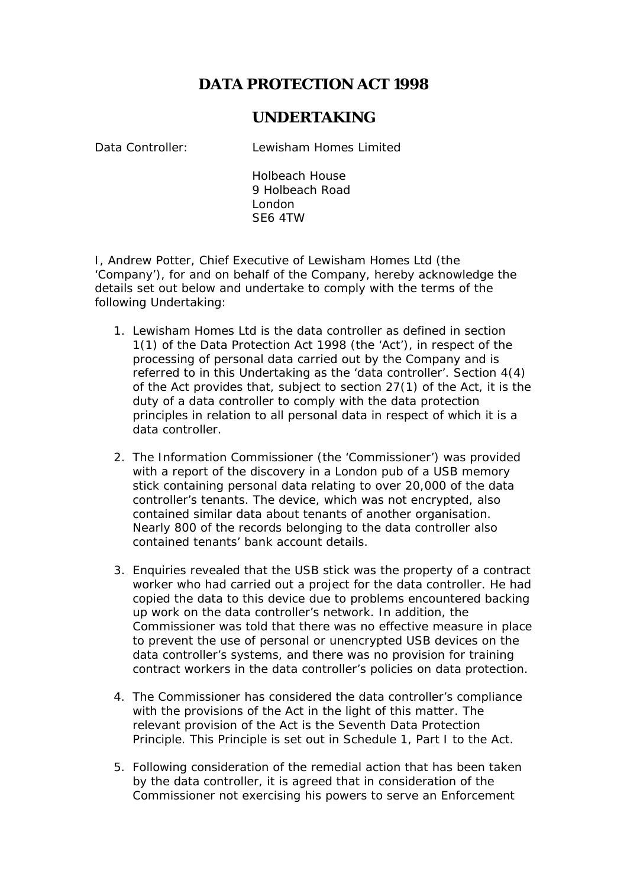# DATA PROTECTION ACT 1998

## UNDERTAKING

Data Controller: Lewisham Homes Limited

Holbeach House
9 Holbeach Road
London
SE6 4TW

I, Andrew Potter, Chief Executive of Lewisham Homes Ltd (the 'Company'), for and on behalf of the Company, hereby acknowledge the details set out below and undertake to comply with the terms of the following Undertaking:

1. Lewisham Homes Ltd is the data controller as defined in section 1(1) of the Data Protection Act 1998 (the 'Act'), in respect of the processing of personal data carried out by the Company and is referred to in this Undertaking as the 'data controller'. Section 4(4) of the Act provides that, subject to section 27(1) of the Act, it is the duty of a data controller to comply with the data protection principles in relation to all personal data in respect of which it is a data controller.

2. The Information Commissioner (the 'Commissioner') was provided with a report of the discovery in a London pub of a USB memory stick containing personal data relating to over 20,000 of the data controller's tenants. The device, which was not encrypted, also contained similar data about tenants of another organisation. Nearly 800 of the records belonging to the data controller also contained tenants' bank account details.

3. Enquiries revealed that the USB stick was the property of a contract worker who had carried out a project for the data controller. He had copied the data to this device due to problems encountered backing up work on the data controller's network. In addition, the Commissioner was told that there was no effective measure in place to prevent the use of personal or unencrypted USB devices on the data controller's systems, and there was no provision for training contract workers in the data controller's policies on data protection.

4. The Commissioner has considered the data controller's compliance with the provisions of the Act in the light of this matter. The relevant provision of the Act is the Seventh Data Protection Principle. This Principle is set out in Schedule 1, Part I to the Act.

5. Following consideration of the remedial action that has been taken by the data controller, it is agreed that in consideration of the Commissioner not exercising his powers to serve an Enforcement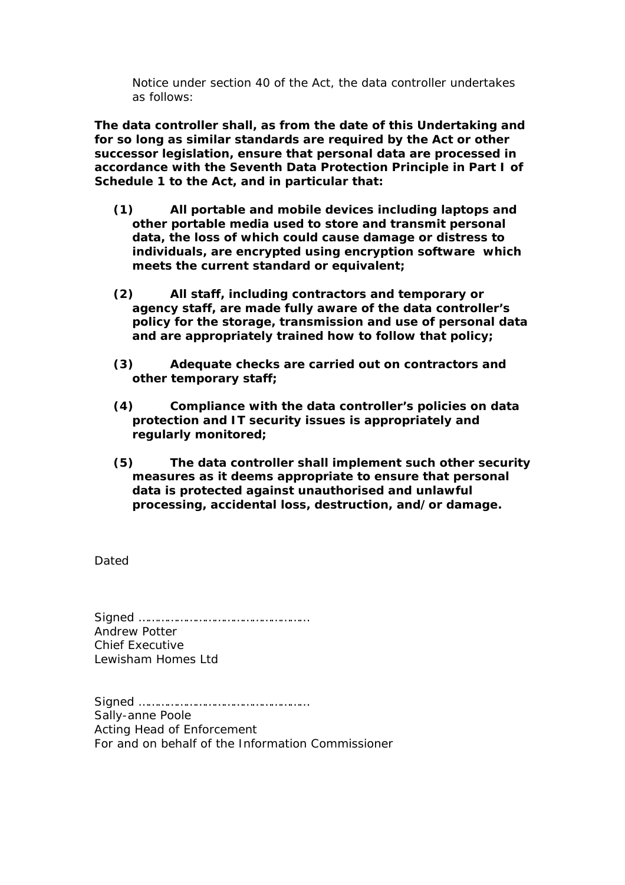Notice under section 40 of the Act, the data controller undertakes as follows:

**The data controller shall, as from the date of this Undertaking and for so long as similar standards are required by the Act or other successor legislation, ensure that personal data are processed in accordance with the Seventh Data Protection Principle in Part I of Schedule 1 to the Act, and in particular that:**

**(1) All portable and mobile devices including laptops and other portable media used to store and transmit personal data, the loss of which could cause damage or distress to individuals, are encrypted using encryption software which meets the current standard or equivalent;**

**(2) All staff, including contractors and temporary or agency staff, are made fully aware of the data controller's policy for the storage, transmission and use of personal data and are appropriately trained how to follow that policy;**

**(3) Adequate checks are carried out on contractors and other temporary staff;**

**(4) Compliance with the data controller's policies on data protection and IT security issues is appropriately and regularly monitored;**

**(5) The data controller shall implement such other security measures as it deems appropriate to ensure that personal data is protected against unauthorised and unlawful processing, accidental loss, destruction, and/or damage.**

Dated

Signed …………………………………………….
Andrew Potter
Chief Executive
Lewisham Homes Ltd

Signed …………………………………………….
Sally-anne Poole
Acting Head of Enforcement
For and on behalf of the Information Commissioner